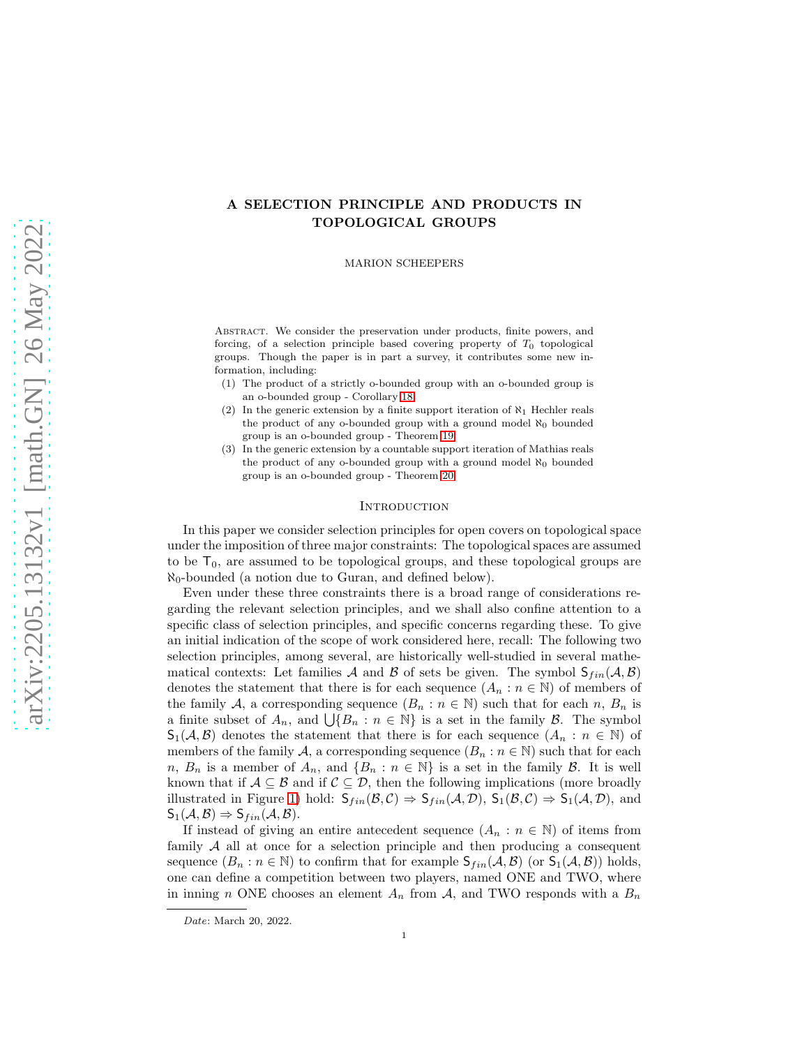# A SELECTION PRINCIPLE AND PRODUCTS IN TOPOLOGICAL GROUPS

MARION SCHEEPERS

Abstract. We consider the preservation under products, finite powers, and forcing, of a selection principle based covering property of $T_0$ topological groups. Though the paper is in part a survey, it contributes some new information, including:

1. The product of a strictly o-bounded group with an o-bounded group is an o-bounded group - Corollary 18.
2. In the generic extension by a finite support iteration of $\aleph_1$ Hechler reals the product of any o-bounded group with a ground model $\aleph_0$ bounded group is an o-bounded group - Theorem 19.
3. In the generic extension by a countable support iteration of Mathias reals the product of any o-bounded group with a ground model $\aleph_0$ bounded group is an o-bounded group - Theorem 20.

## Introduction

In this paper we consider selection principles for open covers on topological space under the imposition of three major constraints: The topological spaces are assumed to be $\mathsf{T}_0$, are assumed to be topological groups, and these topological groups are $\aleph_0$-bounded (a notion due to Guran, and defined below).

Even under these three constraints there is a broad range of considerations regarding the relevant selection principles, and we shall also confine attention to a specific class of selection principles, and specific concerns regarding these. To give an initial indication of the scope of work considered here, recall: The following two selection principles, among several, are historically well-studied in several mathematical contexts: Let families $\mathcal{A}$ and $\mathcal{B}$ of sets be given. The symbol $\mathsf{S}_{fin}(\mathcal{A},\mathcal{B})$ denotes the statement that there is for each sequence $(A_n : n \in \mathbb{N})$ of members of the family $\mathcal{A}$, a corresponding sequence $(B_n : n \in \mathbb{N})$ such that for each $n$, $B_n$ is a finite subset of $A_n$, and $\bigcup\{B_n : n \in \mathbb{N}\}$ is a set in the family $\mathcal{B}$. The symbol $\mathsf{S}_1(\mathcal{A},\mathcal{B})$ denotes the statement that there is for each sequence $(A_n : n \in \mathbb{N})$ of members of the family $\mathcal{A}$, a corresponding sequence $(B_n : n \in \mathbb{N})$ such that for each $n$, $B_n$ is a member of $A_n$, and $\{B_n : n \in \mathbb{N}\}$ is a set in the family $\mathcal{B}$. It is well known that if $\mathcal{A} \subseteq \mathcal{B}$ and if $\mathcal{C} \subseteq \mathcal{D}$, then the following implications (more broadly illustrated in Figure 1) hold: $\mathsf{S}_{fin}(\mathcal{B},\mathcal{C}) \Rightarrow \mathsf{S}_{fin}(\mathcal{A},\mathcal{D})$, $\mathsf{S}_1(\mathcal{B},\mathcal{C}) \Rightarrow \mathsf{S}_1(\mathcal{A},\mathcal{D})$, and $\mathsf{S}_1(\mathcal{A},\mathcal{B}) \Rightarrow \mathsf{S}_{fin}(\mathcal{A},\mathcal{B})$.

If instead of giving an entire antecedent sequence $(A_n : n \in \mathbb{N})$ of items from family $\mathcal{A}$ all at once for a selection principle and then producing a consequent sequence $(B_n : n \in \mathbb{N})$ to confirm that for example $\mathsf{S}_{fin}(\mathcal{A},\mathcal{B})$ (or $\mathsf{S}_1(\mathcal{A},\mathcal{B})$) holds, one can define a competition between two players, named ONE and TWO, where in inning $n$ ONE chooses an element $A_n$ from $\mathcal{A}$, and TWO responds with a $B_n$

*Date*: March 20, 2022.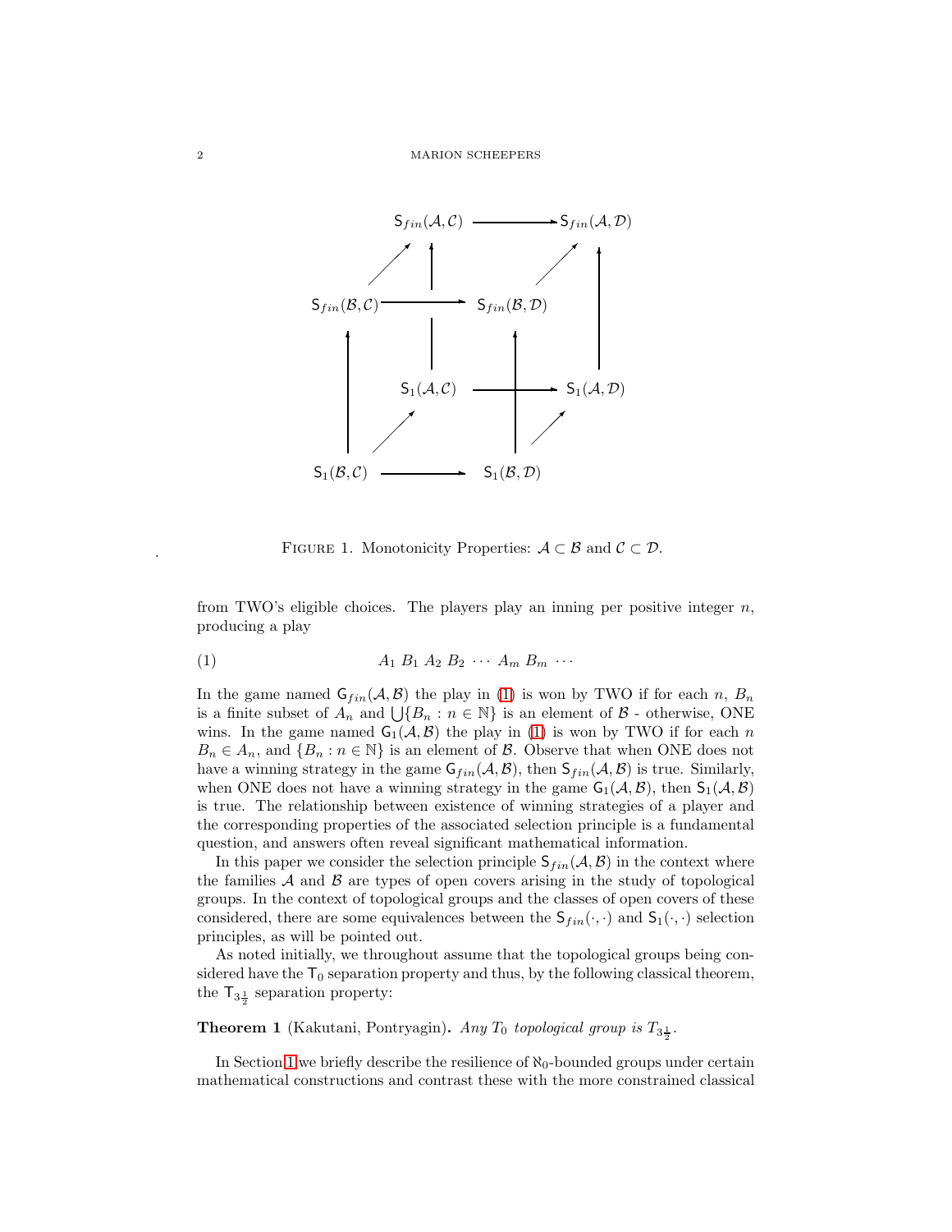$\mathsf{S}_{fin}(\mathcal{A},\mathcal{C}) \longrightarrow \mathsf{S}_{fin}(\mathcal{A},\mathcal{D})$

$\mathsf{S}_{fin}(\mathcal{B},\mathcal{C}) \longrightarrow \mathsf{S}_{fin}(\mathcal{B},\mathcal{D})$

$\mathsf{S}_1(\mathcal{A},\mathcal{C}) \longrightarrow \mathsf{S}_1(\mathcal{A},\mathcal{D})$

$\mathsf{S}_1(\mathcal{B},\mathcal{C}) \longrightarrow \mathsf{S}_1(\mathcal{B},\mathcal{D})$

FIGURE 1. Monotonicity Properties: $\mathcal{A} \subset \mathcal{B}$ and $\mathcal{C} \subset \mathcal{D}$.

from TWO's eligible choices. The players play an inning per positive integer $n$, producing a play

$$A_1 \ B_1 \ A_2 \ B_2 \ \cdots \ A_m \ B_m \ \cdots \tag{1}$$

In the game named $\mathsf{G}_{fin}(\mathcal{A},\mathcal{B})$ the play in (1) is won by TWO if for each $n$, $B_n$ is a finite subset of $A_n$ and $\bigcup\{B_n : n \in \mathbb{N}\}$ is an element of $\mathcal{B}$ - otherwise, ONE wins. In the game named $\mathsf{G}_1(\mathcal{A},\mathcal{B})$ the play in (1) is won by TWO if for each $n$ $B_n \in A_n$, and $\{B_n : n \in \mathbb{N}\}$ is an element of $\mathcal{B}$. Observe that when ONE does not have a winning strategy in the game $\mathsf{G}_{fin}(\mathcal{A},\mathcal{B})$, then $\mathsf{S}_{fin}(\mathcal{A},\mathcal{B})$ is true. Similarly, when ONE does not have a winning strategy in the game $\mathsf{G}_1(\mathcal{A},\mathcal{B})$, then $\mathsf{S}_1(\mathcal{A},\mathcal{B})$ is true. The relationship between existence of winning strategies of a player and the corresponding properties of the associated selection principle is a fundamental question, and answers often reveal significant mathematical information.

In this paper we consider the selection principle $\mathsf{S}_{fin}(\mathcal{A},\mathcal{B})$ in the context where the families $\mathcal{A}$ and $\mathcal{B}$ are types of open covers arising in the study of topological groups. In the context of topological groups and the classes of open covers of these considered, there are some equivalences between the $\mathsf{S}_{fin}(\cdot,\cdot)$ and $\mathsf{S}_1(\cdot,\cdot)$ selection principles, as will be pointed out.

As noted initially, we throughout assume that the topological groups being considered have the $\mathsf{T}_0$ separation property and thus, by the following classical theorem, the $\mathsf{T}_{3\frac{1}{2}}$ separation property:

**Theorem 1** (Kakutani, Pontryagin)**.** *Any $T_0$ topological group is $T_{3\frac{1}{2}}$.*

In Section 1 we briefly describe the resilience of $\aleph_0$-bounded groups under certain mathematical constructions and contrast these with the more constrained classical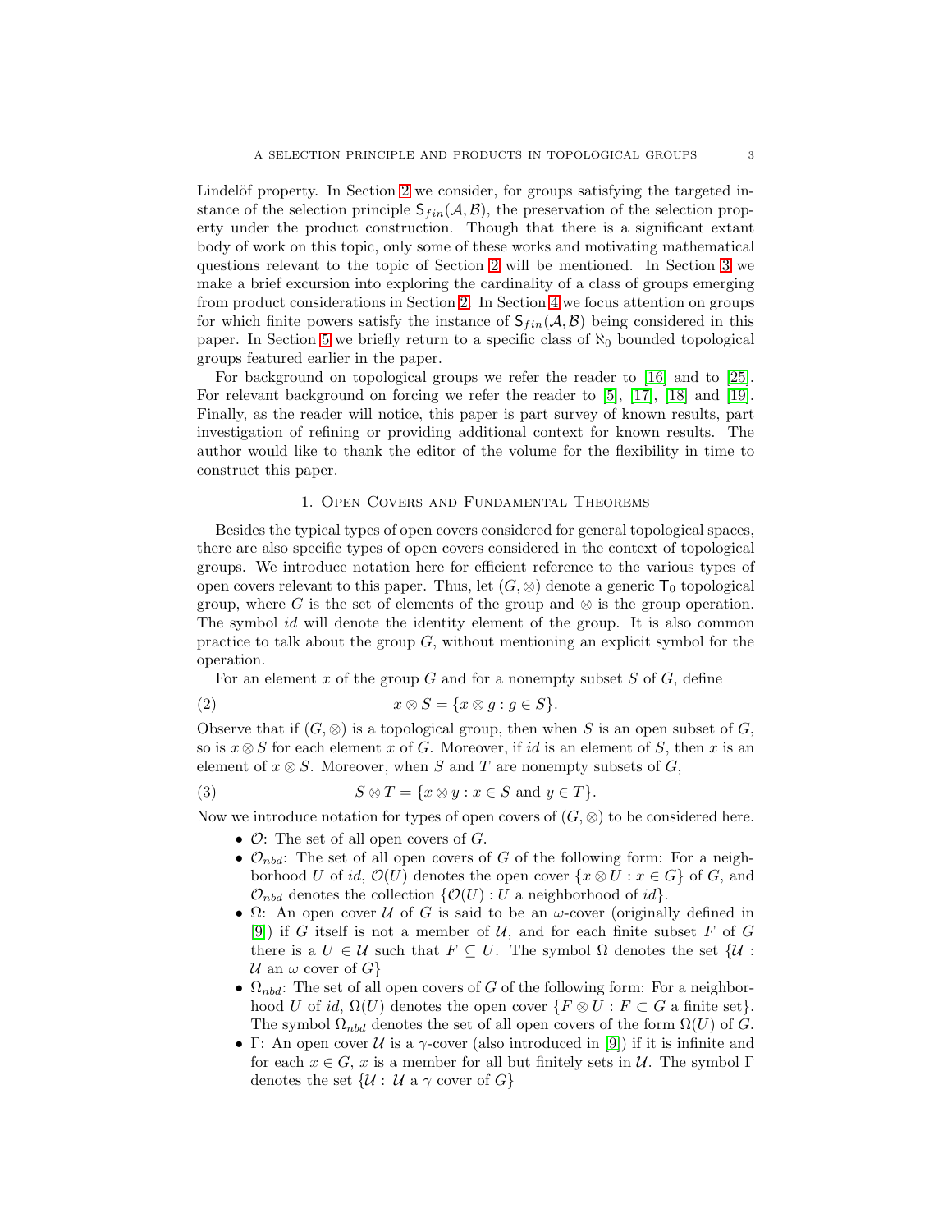Lindelöf property. In Section 2 we consider, for groups satisfying the targeted instance of the selection principle $\mathsf{S}_{fin}(\mathcal{A},\mathcal{B})$, the preservation of the selection property under the product construction. Though that there is a significant extant body of work on this topic, only some of these works and motivating mathematical questions relevant to the topic of Section 2 will be mentioned. In Section 3 we make a brief excursion into exploring the cardinality of a class of groups emerging from product considerations in Section 2. In Section 4 we focus attention on groups for which finite powers satisfy the instance of $\mathsf{S}_{fin}(\mathcal{A},\mathcal{B})$ being considered in this paper. In Section 5 we briefly return to a specific class of $\aleph_0$ bounded topological groups featured earlier in the paper.

For background on topological groups we refer the reader to [16] and to [25]. For relevant background on forcing we refer the reader to [5], [17], [18] and [19]. Finally, as the reader will notice, this paper is part survey of known results, part investigation of refining or providing additional context for known results. The author would like to thank the editor of the volume for the flexibility in time to construct this paper.

## 1. Open Covers and Fundamental Theorems

Besides the typical types of open covers considered for general topological spaces, there are also specific types of open covers considered in the context of topological groups. We introduce notation here for efficient reference to the various types of open covers relevant to this paper. Thus, let $(G,\otimes)$ denote a generic $\mathsf{T}_0$ topological group, where $G$ is the set of elements of the group and $\otimes$ is the group operation. The symbol $id$ will denote the identity element of the group. It is also common practice to talk about the group $G$, without mentioning an explicit symbol for the operation.

For an element $x$ of the group $G$ and for a nonempty subset $S$ of $G$, define

$$x \otimes S = \{x \otimes g : g \in S\}. \tag{2}$$

Observe that if $(G,\otimes)$ is a topological group, then when $S$ is an open subset of $G$, so is $x \otimes S$ for each element $x$ of $G$. Moreover, if $id$ is an element of $S$, then $x$ is an element of $x \otimes S$. Moreover, when $S$ and $T$ are nonempty subsets of $G$,

$$S \otimes T = \{x \otimes y : x \in S \text{ and } y \in T\}. \tag{3}$$

Now we introduce notation for types of open covers of $(G,\otimes)$ to be considered here.

- $\mathcal{O}$: The set of all open covers of $G$.
- $\mathcal{O}_{nbd}$: The set of all open covers of $G$ of the following form: For a neighborhood $U$ of $id$, $\mathcal{O}(U)$ denotes the open cover $\{x \otimes U : x \in G\}$ of $G$, and $\mathcal{O}_{nbd}$ denotes the collection $\{\mathcal{O}(U) : U \text{ a neighborhood of } id\}$.
- $\Omega$: An open cover $\mathcal{U}$ of $G$ is said to be an $\omega$-cover (originally defined in [9]) if $G$ itself is not a member of $\mathcal{U}$, and for each finite subset $F$ of $G$ there is a $U \in \mathcal{U}$ such that $F \subseteq U$. The symbol $\Omega$ denotes the set $\{\mathcal{U} : \mathcal{U} \text{ an } \omega \text{ cover of } G\}$
- $\Omega_{nbd}$: The set of all open covers of $G$ of the following form: For a neighborhood $U$ of $id$, $\Omega(U)$ denotes the open cover $\{F \otimes U : F \subset G \text{ a finite set}\}$. The symbol $\Omega_{nbd}$ denotes the set of all open covers of the form $\Omega(U)$ of $G$.
- $\Gamma$: An open cover $\mathcal{U}$ is a $\gamma$-cover (also introduced in [9]) if it is infinite and for each $x \in G$, $x$ is a member for all but finitely sets in $\mathcal{U}$. The symbol $\Gamma$ denotes the set $\{\mathcal{U} : \mathcal{U} \text{ a } \gamma \text{ cover of } G\}$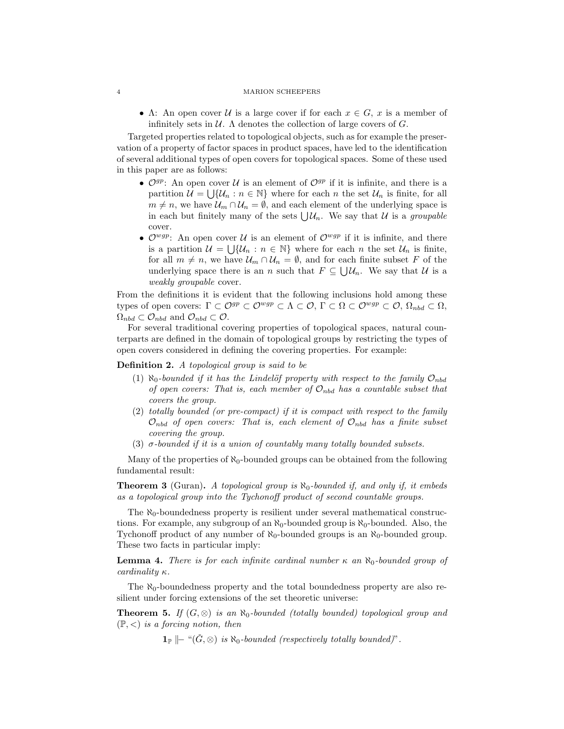- $\Lambda$: An open cover $\mathcal{U}$ is a large cover if for each $x \in G$, $x$ is a member of infinitely sets in $\mathcal{U}$. $\Lambda$ denotes the collection of large covers of $G$.

Targeted properties related to topological objects, such as for example the preservation of a property of factor spaces in product spaces, have led to the identification of several additional types of open covers for topological spaces. Some of these used in this paper are as follows:

- $\mathcal{O}^{gp}$: An open cover $\mathcal{U}$ is an element of $\mathcal{O}^{gp}$ if it is infinite, and there is a partition $\mathcal{U} = \bigcup\{\mathcal{U}_n : n \in \mathbb{N}\}$ where for each $n$ the set $\mathcal{U}_n$ is finite, for all $m \neq n$, we have $\mathcal{U}_m \cap \mathcal{U}_n = \emptyset$, and each element of the underlying space is in each but finitely many of the sets $\bigcup \mathcal{U}_n$. We say that $\mathcal{U}$ is a *groupable* cover.
- $\mathcal{O}^{wgp}$: An open cover $\mathcal{U}$ is an element of $\mathcal{O}^{wgp}$ if it is infinite, and there is a partition $\mathcal{U} = \bigcup\{\mathcal{U}_n : n \in \mathbb{N}\}$ where for each $n$ the set $\mathcal{U}_n$ is finite, for all $m \neq n$, we have $\mathcal{U}_m \cap \mathcal{U}_n = \emptyset$, and for each finite subset $F$ of the underlying space there is an $n$ such that $F \subseteq \bigcup \mathcal{U}_n$. We say that $\mathcal{U}$ is a *weakly groupable* cover.

From the definitions it is evident that the following inclusions hold among these types of open covers: $\Gamma \subset \mathcal{O}^{gp} \subset \mathcal{O}^{wgp} \subset \Lambda \subset \mathcal{O}$, $\Gamma \subset \Omega \subset \mathcal{O}^{wgp} \subset \mathcal{O}$, $\Omega_{nbd} \subset \Omega$, $\Omega_{nbd} \subset \mathcal{O}_{nbd}$ and $\mathcal{O}_{nbd} \subset \mathcal{O}$.

For several traditional covering properties of topological spaces, natural counterparts are defined in the domain of topological groups by restricting the types of open covers considered in defining the covering properties. For example:

**Definition 2.** *A topological group is said to be*

1. *$\aleph_0$-bounded if it has the Lindelöf property with respect to the family $\mathcal{O}_{nbd}$ of open covers: That is, each member of $\mathcal{O}_{nbd}$ has a countable subset that covers the group.*
2. *totally bounded (or pre-compact) if it is compact with respect to the family $\mathcal{O}_{nbd}$ of open covers: That is, each element of $\mathcal{O}_{nbd}$ has a finite subset covering the group.*
3. *$\sigma$-bounded if it is a union of countably many totally bounded subsets.*

Many of the properties of $\aleph_0$-bounded groups can be obtained from the following fundamental result:

**Theorem 3** (Guran). *A topological group is $\aleph_0$-bounded if, and only if, it embeds as a topological group into the Tychonoff product of second countable groups.*

The $\aleph_0$-boundedness property is resilient under several mathematical constructions. For example, any subgroup of an $\aleph_0$-bounded group is $\aleph_0$-bounded. Also, the Tychonoff product of any number of $\aleph_0$-bounded groups is an $\aleph_0$-bounded group. These two facts in particular imply:

**Lemma 4.** *There is for each infinite cardinal number $\kappa$ an $\aleph_0$-bounded group of cardinality $\kappa$.*

The $\aleph_0$-boundedness property and the total boundedness property are also resilient under forcing extensions of the set theoretic universe:

**Theorem 5.** *If $(G, \otimes)$ is an $\aleph_0$-bounded (totally bounded) topological group and $(\mathbb{P}, <)$ is a forcing notion, then*

$$\mathbf{1}_{\mathbb{P}} \Vdash \text{“}(\check{G}, \otimes) \text{ is } \aleph_0\text{-bounded (respectively totally bounded)”}.$$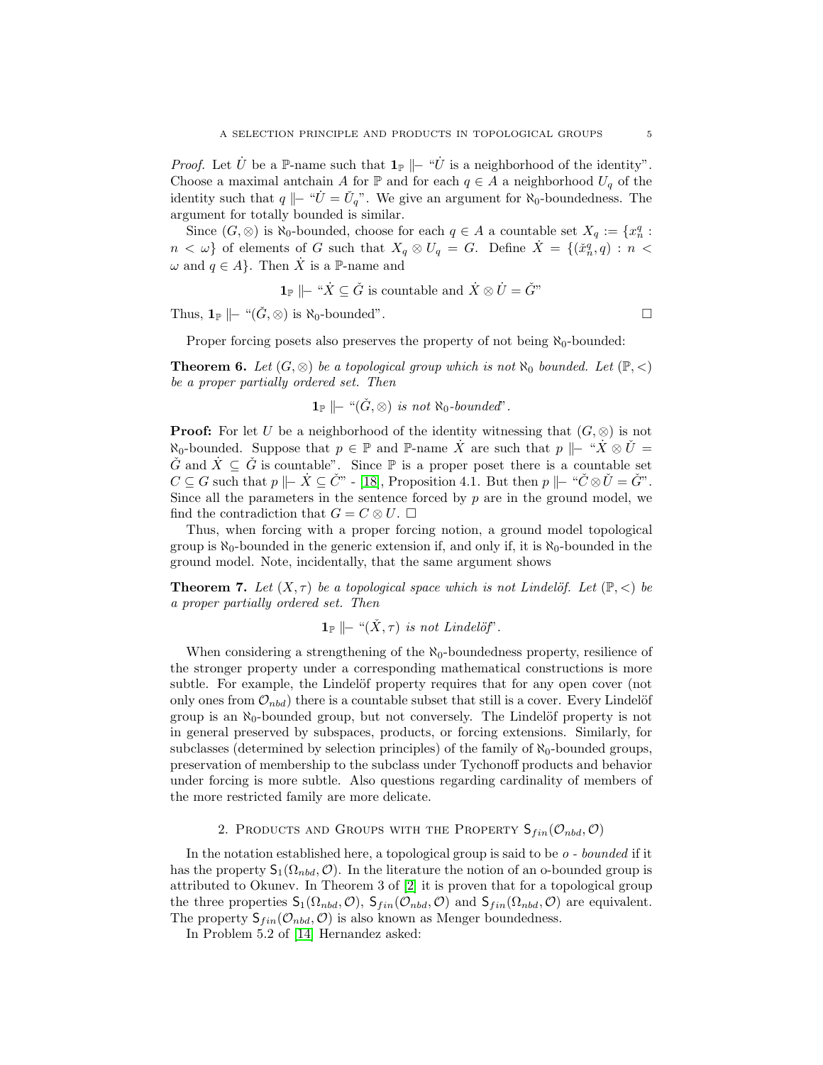*Proof.* Let $\dot{U}$ be a $\mathbb{P}$-name such that $\mathbf{1}_{\mathbb{P}} \Vdash$ "$\dot{U}$ is a neighborhood of the identity". Choose a maximal antchain $A$ for $\mathbb{P}$ and for each $q \in A$ a neighborhood $U_q$ of the identity such that $q \Vdash$ "$\dot{U} = \check{U}_q$". We give an argument for $\aleph_0$-boundedness. The argument for totally bounded is similar.

Since $(G, \otimes)$ is $\aleph_0$-bounded, choose for each $q \in A$ a countable set $X_q := \{x_n^q : n < \omega\}$ of elements of $G$ such that $X_q \otimes U_q = G$. Define $\dot{X} = \{(\check{x}_n^q, q) : n < \omega \text{ and } q \in A\}$. Then $\dot{X}$ is a $\mathbb{P}$-name and

$$\mathbf{1}_{\mathbb{P}} \Vdash \text{"}\dot{X} \subseteq \check{G} \text{ is countable and } \dot{X} \otimes \dot{U} = \check{G}\text{"}$$

Thus, $\mathbf{1}_{\mathbb{P}} \Vdash$ "$(\check{G}, \otimes)$ is $\aleph_0$-bounded". $\square$

Proper forcing posets also preserves the property of not being $\aleph_0$-bounded:

**Theorem 6.** *Let $(G, \otimes)$ be a topological group which is not $\aleph_0$ bounded. Let $(\mathbb{P}, <)$ be a proper partially ordered set. Then*

$$\mathbf{1}_{\mathbb{P}} \Vdash \text{"}(\check{G}, \otimes) \text{ is not } \aleph_0\text{-bounded"}.$$

**Proof:** For let $U$ be a neighborhood of the identity witnessing that $(G, \otimes)$ is not $\aleph_0$-bounded. Suppose that $p \in \mathbb{P}$ and $\mathbb{P}$-name $\dot{X}$ are such that $p \Vdash$ "$\dot{X} \otimes \check{U} = \check{G}$ and $\dot{X} \subseteq \check{G}$ is countable". Since $\mathbb{P}$ is a proper poset there is a countable set $C \subseteq G$ such that $p \Vdash \dot{X} \subseteq \check{C}$" - [18], Proposition 4.1. But then $p \Vdash$ "$\check{C} \otimes \check{U} = \check{G}$". Since all the parameters in the sentence forced by $p$ are in the ground model, we find the contradiction that $G = C \otimes U$. $\square$

Thus, when forcing with a proper forcing notion, a ground model topological group is $\aleph_0$-bounded in the generic extension if, and only if, it is $\aleph_0$-bounded in the ground model. Note, incidentally, that the same argument shows

**Theorem 7.** *Let $(X, \tau)$ be a topological space which is not Lindelöf. Let $(\mathbb{P}, <)$ be a proper partially ordered set. Then*

$$\mathbf{1}_{\mathbb{P}} \Vdash \text{"}(\check{X}, \tau) \text{ is not Lindelöf"}.$$

When considering a strengthening of the $\aleph_0$-boundedness property, resilience of the stronger property under a corresponding mathematical constructions is more subtle. For example, the Lindelöf property requires that for any open cover (not only ones from $\mathcal{O}_{nbd}$) there is a countable subset that still is a cover. Every Lindelöf group is an $\aleph_0$-bounded group, but not conversely. The Lindelöf property is not in general preserved by subspaces, products, or forcing extensions. Similarly, for subclasses (determined by selection principles) of the family of $\aleph_0$-bounded groups, preservation of membership to the subclass under Tychonoff products and behavior under forcing is more subtle. Also questions regarding cardinality of members of the more restricted family are more delicate.

## 2. Products and Groups with the Property $\mathsf{S}_{fin}(\mathcal{O}_{nbd}, \mathcal{O})$

In the notation established here, a topological group is said to be *o - bounded* if it has the property $\mathsf{S}_1(\Omega_{nbd}, \mathcal{O})$. In the literature the notion of an o-bounded group is attributed to Okunev. In Theorem 3 of [2] it is proven that for a topological group the three properties $\mathsf{S}_1(\Omega_{nbd}, \mathcal{O})$, $\mathsf{S}_{fin}(\mathcal{O}_{nbd}, \mathcal{O})$ and $\mathsf{S}_{fin}(\Omega_{nbd}, \mathcal{O})$ are equivalent. The property $\mathsf{S}_{fin}(\mathcal{O}_{nbd}, \mathcal{O})$ is also known as Menger boundedness.

In Problem 5.2 of [14] Hernandez asked: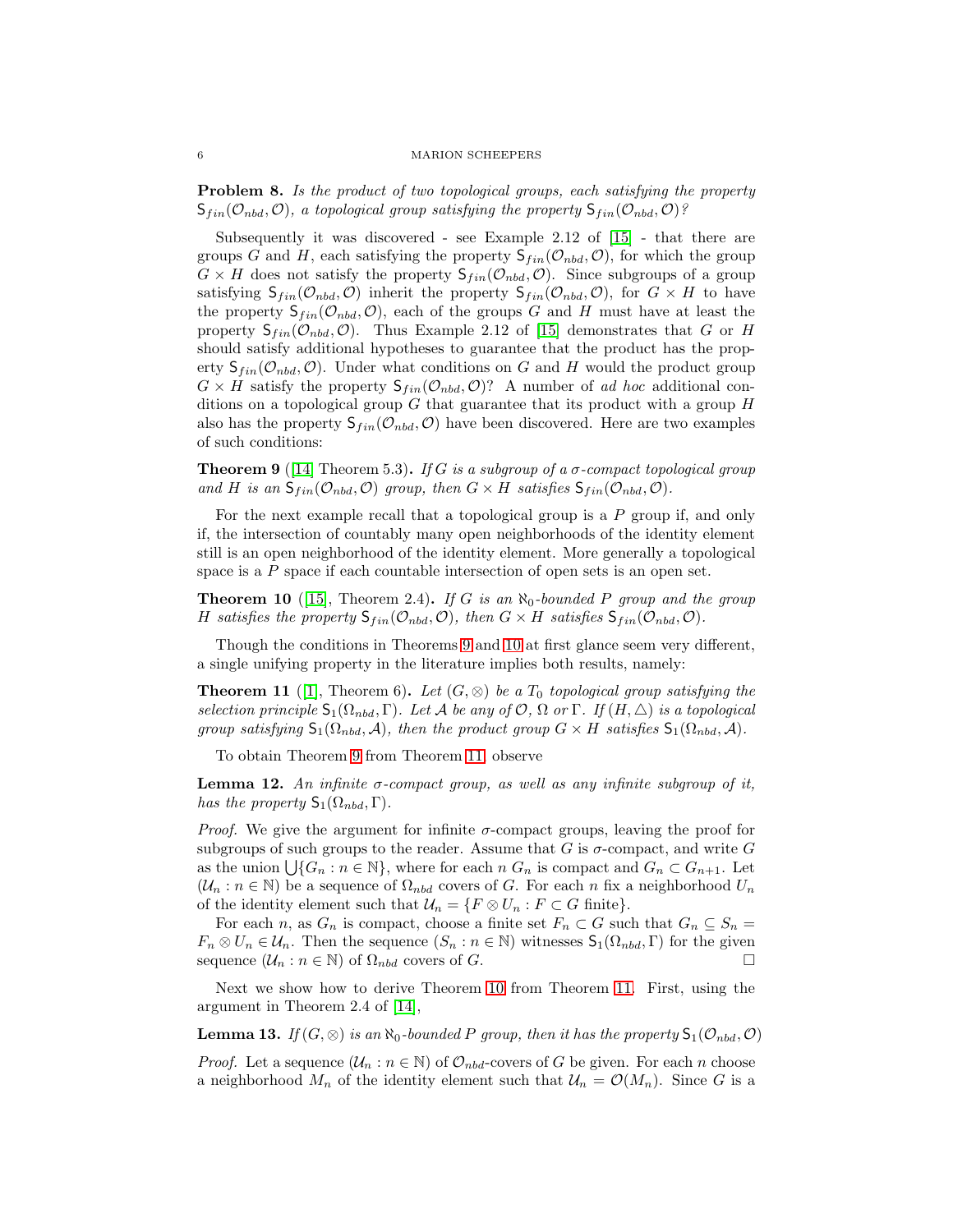**Problem 8.** *Is the product of two topological groups, each satisfying the property $\mathsf{S}_{fin}(\mathcal{O}_{nbd}, \mathcal{O})$, a topological group satisfying the property $\mathsf{S}_{fin}(\mathcal{O}_{nbd}, \mathcal{O})$?*

Subsequently it was discovered - see Example 2.12 of [15] - that there are groups $G$ and $H$, each satisfying the property $\mathsf{S}_{fin}(\mathcal{O}_{nbd}, \mathcal{O})$, for which the group $G \times H$ does not satisfy the property $\mathsf{S}_{fin}(\mathcal{O}_{nbd}, \mathcal{O})$. Since subgroups of a group satisfying $\mathsf{S}_{fin}(\mathcal{O}_{nbd}, \mathcal{O})$ inherit the property $\mathsf{S}_{fin}(\mathcal{O}_{nbd}, \mathcal{O})$, for $G \times H$ to have the property $\mathsf{S}_{fin}(\mathcal{O}_{nbd}, \mathcal{O})$, each of the groups $G$ and $H$ must have at least the property $\mathsf{S}_{fin}(\mathcal{O}_{nbd}, \mathcal{O})$. Thus Example 2.12 of [15] demonstrates that $G$ or $H$ should satisfy additional hypotheses to guarantee that the product has the property $\mathsf{S}_{fin}(\mathcal{O}_{nbd}, \mathcal{O})$. Under what conditions on $G$ and $H$ would the product group $G \times H$ satisfy the property $\mathsf{S}_{fin}(\mathcal{O}_{nbd}, \mathcal{O})$? A number of *ad hoc* additional conditions on a topological group $G$ that guarantee that its product with a group $H$ also has the property $\mathsf{S}_{fin}(\mathcal{O}_{nbd}, \mathcal{O})$ have been discovered. Here are two examples of such conditions:

**Theorem 9** ([14] Theorem 5.3)**.** *If $G$ is a subgroup of a $\sigma$-compact topological group and $H$ is an $\mathsf{S}_{fin}(\mathcal{O}_{nbd}, \mathcal{O})$ group, then $G \times H$ satisfies $\mathsf{S}_{fin}(\mathcal{O}_{nbd}, \mathcal{O})$.*

For the next example recall that a topological group is a $P$ group if, and only if, the intersection of countably many open neighborhoods of the identity element still is an open neighborhood of the identity element. More generally a topological space is a $P$ space if each countable intersection of open sets is an open set.

**Theorem 10** ([15], Theorem 2.4)**.** *If $G$ is an $\aleph_0$-bounded $P$ group and the group $H$ satisfies the property $\mathsf{S}_{fin}(\mathcal{O}_{nbd}, \mathcal{O})$, then $G \times H$ satisfies $\mathsf{S}_{fin}(\mathcal{O}_{nbd}, \mathcal{O})$.*

Though the conditions in Theorems 9 and 10 at first glance seem very different, a single unifying property in the literature implies both results, namely:

**Theorem 11** ([1], Theorem 6)**.** *Let $(G, \otimes)$ be a $T_0$ topological group satisfying the selection principle $\mathsf{S}_1(\Omega_{nbd}, \Gamma)$. Let $\mathcal{A}$ be any of $\mathcal{O}$, $\Omega$ or $\Gamma$. If $(H, \triangle)$ is a topological group satisfying $\mathsf{S}_1(\Omega_{nbd}, \mathcal{A})$, then the product group $G \times H$ satisfies $\mathsf{S}_1(\Omega_{nbd}, \mathcal{A})$.*

To obtain Theorem 9 from Theorem 11 observe

**Lemma 12.** *An infinite $\sigma$-compact group, as well as any infinite subgroup of it, has the property $\mathsf{S}_1(\Omega_{nbd}, \Gamma)$.*

*Proof.* We give the argument for infinite $\sigma$-compact groups, leaving the proof for subgroups of such groups to the reader. Assume that $G$ is $\sigma$-compact, and write $G$ as the union $\bigcup\{G_n : n \in \mathbb{N}\}$, where for each $n$ $G_n$ is compact and $G_n \subset G_{n+1}$. Let $(\mathcal{U}_n : n \in \mathbb{N})$ be a sequence of $\Omega_{nbd}$ covers of $G$. For each $n$ fix a neighborhood $U_n$ of the identity element such that $\mathcal{U}_n = \{F \otimes U_n : F \subset G \text{ finite}\}$.

For each $n$, as $G_n$ is compact, choose a finite set $F_n \subset G$ such that $G_n \subseteq S_n = F_n \otimes U_n \in \mathcal{U}_n$. Then the sequence $(S_n : n \in \mathbb{N})$ witnesses $\mathsf{S}_1(\Omega_{nbd}, \Gamma)$ for the given sequence $(\mathcal{U}_n : n \in \mathbb{N})$ of $\Omega_{nbd}$ covers of $G$. $\square$

Next we show how to derive Theorem 10 from Theorem 11. First, using the argument in Theorem 2.4 of [14],

**Lemma 13.** *If $(G, \otimes)$ is an $\aleph_0$-bounded $P$ group, then it has the property $\mathsf{S}_1(\mathcal{O}_{nbd}, \mathcal{O})$*

*Proof.* Let a sequence $(\mathcal{U}_n : n \in \mathbb{N})$ of $\mathcal{O}_{nbd}$-covers of $G$ be given. For each $n$ choose a neighborhood $M_n$ of the identity element such that $\mathcal{U}_n = \mathcal{O}(M_n)$. Since $G$ is a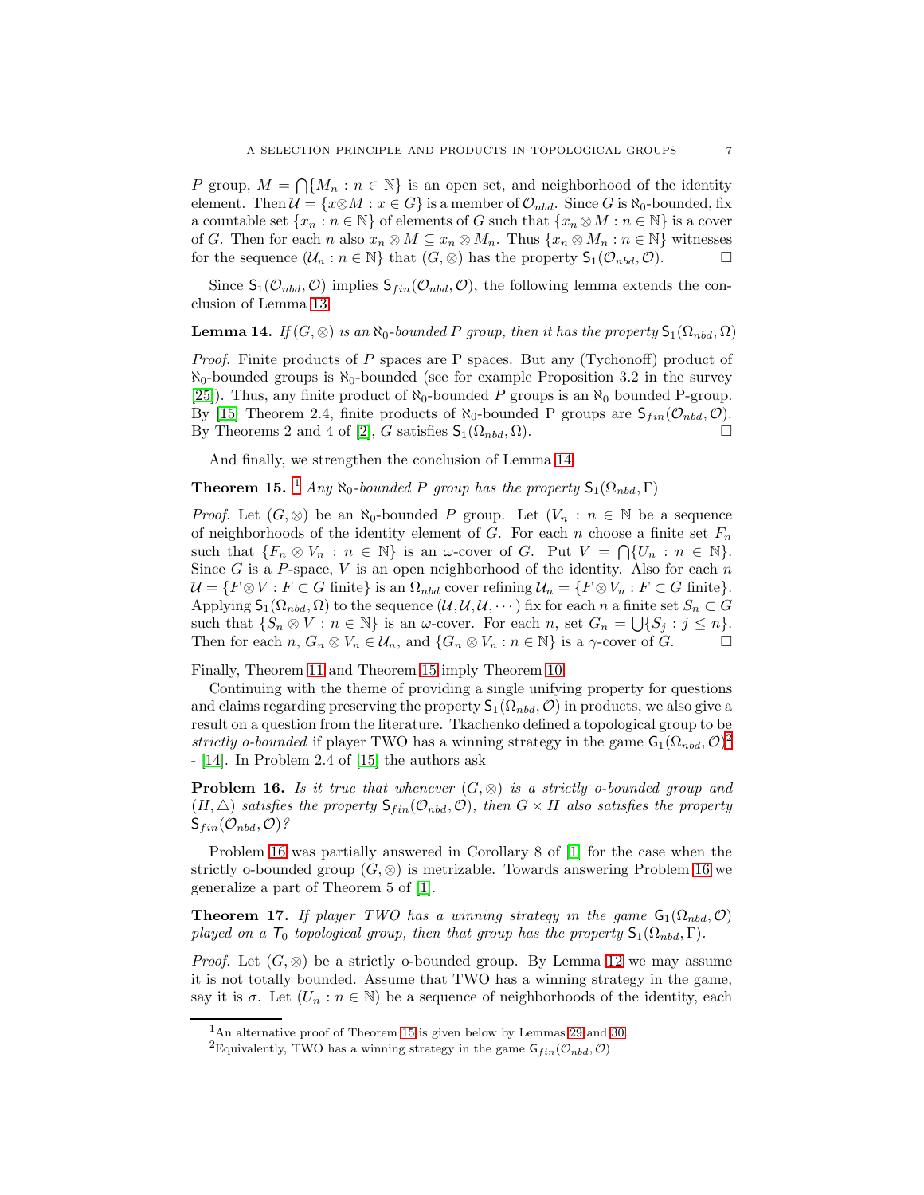$P$ group, $M = \bigcap\{M_n : n \in \mathbb{N}\}$ is an open set, and neighborhood of the identity element. Then $\mathcal{U} = \{x \otimes M : x \in G\}$ is a member of $\mathcal{O}_{nbd}$. Since $G$ is $\aleph_0$-bounded, fix a countable set $\{x_n : n \in \mathbb{N}\}$ of elements of $G$ such that $\{x_n \otimes M : n \in \mathbb{N}\}$ is a cover of $G$. Then for each $n$ also $x_n \otimes M \subseteq x_n \otimes M_n$. Thus $\{x_n \otimes M_n : n \in \mathbb{N}\}$ witnesses for the sequence $(\mathcal{U}_n : n \in \mathbb{N})$ that $(G, \otimes)$ has the property $\mathsf{S}_1(\mathcal{O}_{nbd}, \mathcal{O})$. □

Since $\mathsf{S}_1(\mathcal{O}_{nbd}, \mathcal{O})$ implies $\mathsf{S}_{fin}(\mathcal{O}_{nbd}, \mathcal{O})$, the following lemma extends the conclusion of Lemma 13.

**Lemma 14.** *If $(G, \otimes)$ is an $\aleph_0$-bounded $P$ group, then it has the property $\mathsf{S}_1(\Omega_{nbd}, \Omega)$*

*Proof.* Finite products of $P$ spaces are P spaces. But any (Tychonoff) product of $\aleph_0$-bounded groups is $\aleph_0$-bounded (see for example Proposition 3.2 in the survey [25]). Thus, any finite product of $\aleph_0$-bounded $P$ groups is an $\aleph_0$ bounded P-group. By [15] Theorem 2.4, finite products of $\aleph_0$-bounded P groups are $\mathsf{S}_{fin}(\mathcal{O}_{nbd}, \mathcal{O})$. By Theorems 2 and 4 of [2], $G$ satisfies $\mathsf{S}_1(\Omega_{nbd}, \Omega)$. □

And finally, we strengthen the conclusion of Lemma 14.

**Theorem 15.** [1] *Any $\aleph_0$-bounded $P$ group has the property $\mathsf{S}_1(\Omega_{nbd}, \Gamma)$*

*Proof.* Let $(G, \otimes)$ be an $\aleph_0$-bounded $P$ group. Let $(V_n : n \in \mathbb{N}$ be a sequence of neighborhoods of the identity element of $G$. For each $n$ choose a finite set $F_n$ such that $\{F_n \otimes V_n : n \in \mathbb{N}\}$ is an $\omega$-cover of $G$. Put $V = \bigcap\{U_n : n \in \mathbb{N}\}$. Since $G$ is a $P$-space, $V$ is an open neighborhood of the identity. Also for each $n$ $\mathcal{U} = \{F \otimes V : F \subset G \text{ finite}\}$ is an $\Omega_{nbd}$ cover refining $\mathcal{U}_n = \{F \otimes V_n : F \subset G \text{ finite}\}$. Applying $\mathsf{S}_1(\Omega_{nbd}, \Omega)$ to the sequence $(\mathcal{U}, \mathcal{U}, \mathcal{U}, \cdots)$ fix for each $n$ a finite set $S_n \subset G$ such that $\{S_n \otimes V : n \in \mathbb{N}\}$ is an $\omega$-cover. For each $n$, set $G_n = \bigcup\{S_j : j \le n\}$. Then for each $n$, $G_n \otimes V_n \in \mathcal{U}_n$, and $\{G_n \otimes V_n : n \in \mathbb{N}\}$ is a $\gamma$-cover of $G$. □

Finally, Theorem 11 and Theorem 15 imply Theorem 10.

Continuing with the theme of providing a single unifying property for questions and claims regarding preserving the property $\mathsf{S}_1(\Omega_{nbd}, \mathcal{O})$ in products, we also give a result on a question from the literature. Tkachenko defined a topological group to be *strictly o-bounded* if player TWO has a winning strategy in the game $\mathsf{G}_1(\Omega_{nbd}, \mathcal{O})$[2] - [14]. In Problem 2.4 of [15] the authors ask

**Problem 16.** *Is it true that whenever $(G, \otimes)$ is a strictly o-bounded group and $(H, \triangle)$ satisfies the property $\mathsf{S}_{fin}(\mathcal{O}_{nbd}, \mathcal{O})$, then $G \times H$ also satisfies the property $\mathsf{S}_{fin}(\mathcal{O}_{nbd}, \mathcal{O})$?*

Problem 16 was partially answered in Corollary 8 of [1] for the case when the strictly o-bounded group $(G, \otimes)$ is metrizable. Towards answering Problem 16 we generalize a part of Theorem 5 of [1].

**Theorem 17.** *If player TWO has a winning strategy in the game $\mathsf{G}_1(\Omega_{nbd}, \mathcal{O})$ played on a $\mathsf{T}_0$ topological group, then that group has the property $\mathsf{S}_1(\Omega_{nbd}, \Gamma)$.*

*Proof.* Let $(G, \otimes)$ be a strictly o-bounded group. By Lemma 12 we may assume it is not totally bounded. Assume that TWO has a winning strategy in the game, say it is $\sigma$. Let $(U_n : n \in \mathbb{N})$ be a sequence of neighborhoods of the identity, each

[1] An alternative proof of Theorem 15 is given below by Lemmas 29 and 30.

[2] Equivalently, TWO has a winning strategy in the game $\mathsf{G}_{fin}(\mathcal{O}_{nbd}, \mathcal{O})$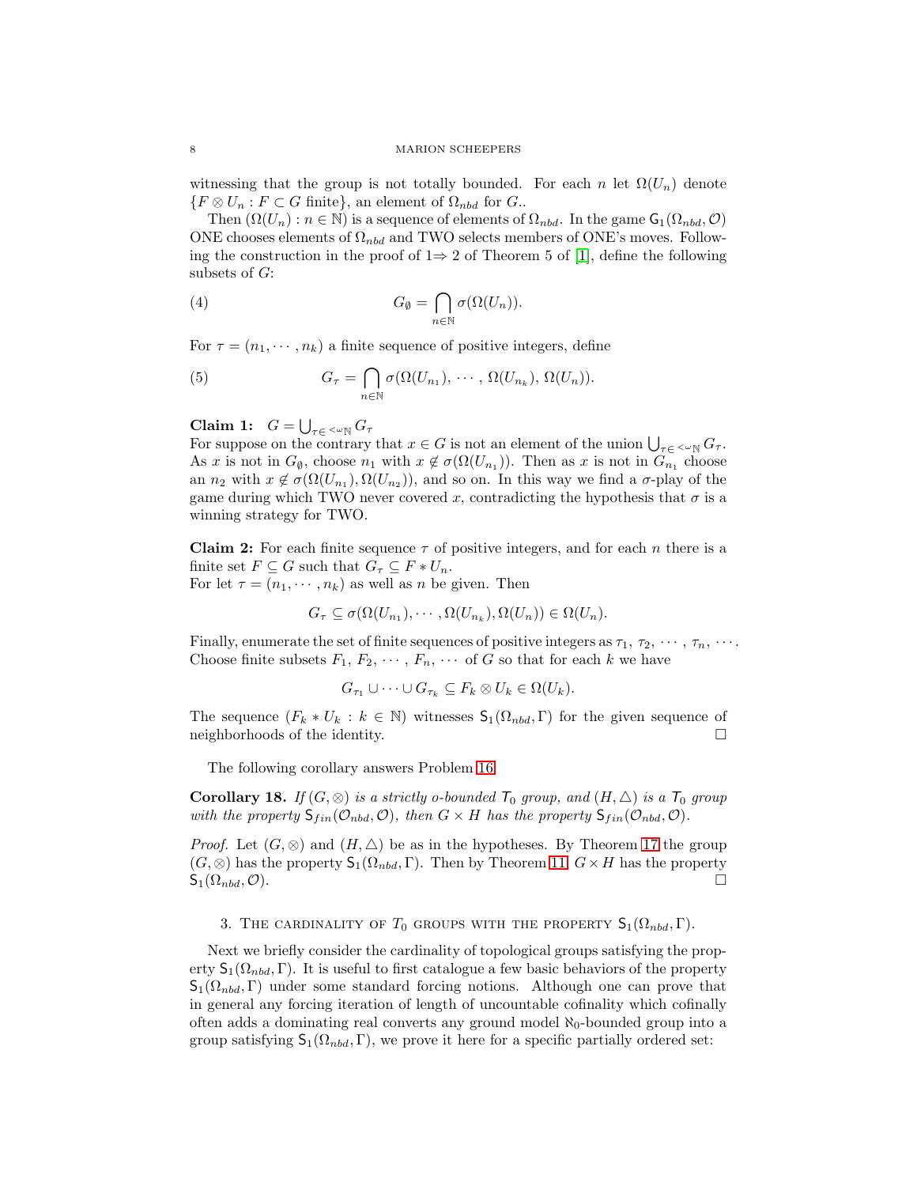witnessing that the group is not totally bounded. For each $n$ let $\Omega(U_n)$ denote $\{F \otimes U_n : F \subset G \text{ finite}\}$, an element of $\Omega_{nbd}$ for $G$..

Then $(\Omega(U_n) : n \in \mathbb{N})$ is a sequence of elements of $\Omega_{nbd}$. In the game $\mathsf{G}_1(\Omega_{nbd}, \mathcal{O})$ ONE chooses elements of $\Omega_{nbd}$ and TWO selects members of ONE's moves. Following the construction in the proof of 1⇒ 2 of Theorem 5 of [1], define the following subsets of $G$:

$$G_\emptyset = \bigcap_{n\in\mathbb{N}} \sigma(\Omega(U_n)). \tag{4}$$

For $\tau = (n_1, \cdots, n_k)$ a finite sequence of positive integers, define

$$G_\tau = \bigcap_{n\in\mathbb{N}} \sigma(\Omega(U_{n_1}), \cdots, \Omega(U_{n_k}), \Omega(U_n)). \tag{5}$$

**Claim 1:** $G = \bigcup_{\tau \in {}^{<\omega}\mathbb{N}} G_\tau$

For suppose on the contrary that $x \in G$ is not an element of the union $\bigcup_{\tau\in {}^{<\omega}\mathbb{N}} G_\tau$. As $x$ is not in $G_\emptyset$, choose $n_1$ with $x \notin \sigma(\Omega(U_{n_1}))$. Then as $x$ is not in $G_{n_1}$ choose an $n_2$ with $x \notin \sigma(\Omega(U_{n_1}), \Omega(U_{n_2}))$, and so on. In this way we find a $\sigma$-play of the game during which TWO never covered $x$, contradicting the hypothesis that $\sigma$ is a winning strategy for TWO.

**Claim 2:** For each finite sequence $\tau$ of positive integers, and for each $n$ there is a finite set $F \subseteq G$ such that $G_\tau \subseteq F * U_n$.

For let $\tau = (n_1, \cdots, n_k)$ as well as $n$ be given. Then

$$G_\tau \subseteq \sigma(\Omega(U_{n_1}), \cdots, \Omega(U_{n_k}), \Omega(U_n)) \in \Omega(U_n).$$

Finally, enumerate the set of finite sequences of positive integers as $\tau_1, \tau_2, \cdots, \tau_n, \cdots$. Choose finite subsets $F_1, F_2, \cdots, F_n, \cdots$ of $G$ so that for each $k$ we have

$$G_{\tau_1} \cup \cdots \cup G_{\tau_k} \subseteq F_k \otimes U_k \in \Omega(U_k).$$

The sequence $(F_k * U_k : k \in \mathbb{N})$ witnesses $\mathsf{S}_1(\Omega_{nbd}, \Gamma)$ for the given sequence of neighborhoods of the identity. □

The following corollary answers Problem 16.

**Corollary 18.** *If $(G, \otimes)$ is a strictly o-bounded $\mathsf{T}_0$ group, and $(H, \triangle)$ is a $\mathsf{T}_0$ group with the property $\mathsf{S}_{fin}(\mathcal{O}_{nbd}, \mathcal{O})$, then $G \times H$ has the property $\mathsf{S}_{fin}(\mathcal{O}_{nbd}, \mathcal{O})$.*

*Proof.* Let $(G, \otimes)$ and $(H, \triangle)$ be as in the hypotheses. By Theorem 17 the group $(G, \otimes)$ has the property $\mathsf{S}_1(\Omega_{nbd}, \Gamma)$. Then by Theorem 11, $G \times H$ has the property $\mathsf{S}_1(\Omega_{nbd}, \mathcal{O})$. □

## 3. The cardinality of $T_0$ groups with the property $\mathsf{S}_1(\Omega_{nbd}, \Gamma)$.

Next we briefly consider the cardinality of topological groups satisfying the property $\mathsf{S}_1(\Omega_{nbd}, \Gamma)$. It is useful to first catalogue a few basic behaviors of the property $\mathsf{S}_1(\Omega_{nbd}, \Gamma)$ under some standard forcing notions. Although one can prove that in general any forcing iteration of length of uncountable cofinality which cofinally often adds a dominating real converts any ground model $\aleph_0$-bounded group into a group satisfying $\mathsf{S}_1(\Omega_{nbd}, \Gamma)$, we prove it here for a specific partially ordered set: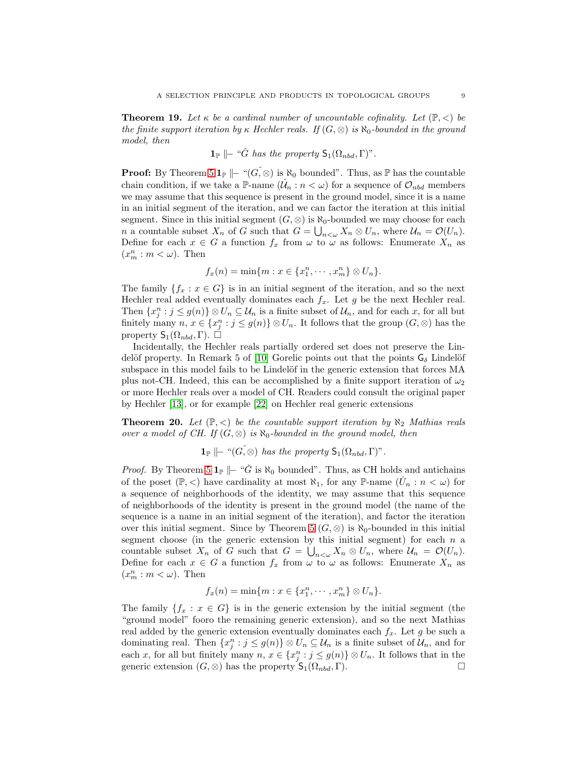**Theorem 19.** *Let $\kappa$ be a cardinal number of uncountable cofinality. Let $(\mathbb{P},<)$ be the finite support iteration by $\kappa$ Hechler reals. If $(G,\otimes)$ is $\aleph_0$-bounded in the ground model, then*

$$\mathbf{1}_{\mathbb{P}} \Vdash \text{“}\check{G} \text{ has the property } \mathsf{S}_1(\Omega_{nbd},\Gamma)\text{”}.$$

**Proof:** By Theorem 5 $\mathbf{1}_{\mathbb{P}} \Vdash$ “$(G,\check{\otimes})$ is $\aleph_0$ bounded”. Thus, as $\mathbb{P}$ has the countable chain condition, if we take a $\mathbb{P}$-name $(\dot{\mathcal{U}}_n : n<\omega)$ for a sequence of $\mathcal{O}_{nbd}$ members we may assume that this sequence is present in the ground model, since it is a name in an initial segment of the iteration, and we can factor the iteration at this initial segment. Since in this initial segment $(G,\otimes)$ is $\aleph_0$-bounded we may choose for each $n$ a countable subset $X_n$ of $G$ such that $G=\bigcup_{n<\omega} X_n\otimes U_n$, where $\mathcal{U}_n=\mathcal{O}(U_n)$. Define for each $x\in G$ a function $f_x$ from $\omega$ to $\omega$ as follows: Enumerate $X_n$ as $(x^n_m : m<\omega)$. Then

$$f_x(n)=\min\{m : x\in\{x^n_1,\cdots,x^n_m\}\otimes U_n\}.$$

The family $\{f_x : x\in G\}$ is in an initial segment of the iteration, and so the next Hechler real added eventually dominates each $f_x$. Let $g$ be the next Hechler real. Then $\{x^n_j : j\le g(n)\}\otimes U_n\subseteq\mathcal{U}_n$ is a finite subset of $\mathcal{U}_n$, and for each $x$, for all but finitely many $n$, $x\in\{x^n_j : j\le g(n)\}\otimes U_n$. It follows that the group $(G,\otimes)$ has the property $\mathsf{S}_1(\Omega_{nbd},\Gamma)$. $\square$

Incidentally, the Hechler reals partially ordered set does not preserve the Lindelöf property. In Remark 5 of [10] Gorelic points out that the points $\mathsf{G}_\delta$ Lindelöf subspace in this model fails to be Lindelöf in the generic extension that forces MA plus not-CH. Indeed, this can be accomplished by a finite support iteration of $\omega_2$ or more Hechler reals over a model of CH. Readers could consult the original paper by Hechler [13], or for example [22] on Hechler real generic extensions

**Theorem 20.** *Let $(\mathbb{P},<)$ be the countable support iteration by $\aleph_2$ Mathias reals over a model of CH. If $(G,\otimes)$ is $\aleph_0$-bounded in the ground model, then*

$$\mathbf{1}_{\mathbb{P}} \Vdash \text{“}(G,\check{\otimes}) \text{ has the property } \mathsf{S}_1(\Omega_{nbd},\Gamma)\text{”}.$$

*Proof.* By Theorem 5 $\mathbf{1}_{\mathbb{P}} \Vdash$ “$\check{G}$ is $\aleph_0$ bounded”. Thus, as CH holds and antichains of the poset $(\mathbb{P},<)$ have cardinality at most $\aleph_1$, for any $\mathbb{P}$-name $(\dot{U}_n : n<\omega)$ for a sequence of neighborhoods of the identity, we may assume that this sequence of neighborhoods of the identity is present in the ground model (the name of the sequence is a name in an initial segment of the iteration), and factor the iteration over this initial segment. Since by Theorem 5 $(G,\otimes)$ is $\aleph_0$-bounded in this initial segment choose (in the generic extension by this initial segment) for each $n$ a countable subset $X_n$ of $G$ such that $G=\bigcup_{n<\omega} X_n\otimes U_n$, where $\mathcal{U}_n=\mathcal{O}(U_n)$. Define for each $x\in G$ a function $f_x$ from $\omega$ to $\omega$ as follows: Enumerate $X_n$ as $(x^n_m : m<\omega)$. Then

$$f_x(n)=\min\{m : x\in\{x^n_1,\cdots,x^n_m\}\otimes U_n\}.$$

The family $\{f_x : x\in G\}$ is in the generic extension by the initial segment (the “ground model” fooro the remaining generic extension), and so the next Mathias real added by the generic extension eventually dominates each $f_x$. Let $g$ be such a dominating real. Then $\{x^n_j : j\le g(n)\}\otimes U_n\subseteq\mathcal{U}_n$ is a finite subset of $\mathcal{U}_n$, and for each $x$, for all but finitely many $n$, $x\in\{x^n_j : j\le g(n)\}\otimes U_n$. It follows that in the generic extension $(G,\otimes)$ has the property $\mathsf{S}_1(\Omega_{nbd},\Gamma)$. $\square$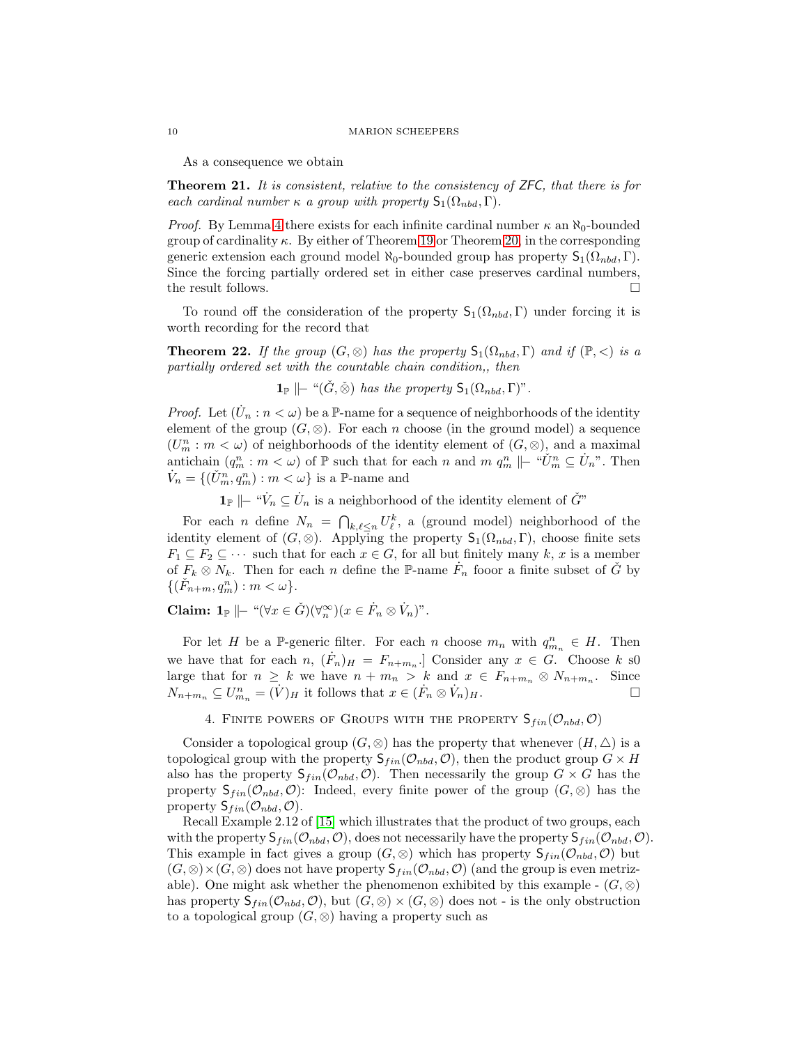As a consequence we obtain

**Theorem 21.** *It is consistent, relative to the consistency of ZFC, that there is for each cardinal number $\kappa$ a group with property $\mathsf{S}_1(\Omega_{nbd}, \Gamma)$.*

*Proof.* By Lemma 4 there exists for each infinite cardinal number $\kappa$ an $\aleph_0$-bounded group of cardinality $\kappa$. By either of Theorem 19 or Theorem 20, in the corresponding generic extension each ground model $\aleph_0$-bounded group has property $\mathsf{S}_1(\Omega_{nbd}, \Gamma)$. Since the forcing partially ordered set in either case preserves cardinal numbers, the result follows. $\square$

To round off the consideration of the property $\mathsf{S}_1(\Omega_{nbd}, \Gamma)$ under forcing it is worth recording for the record that

**Theorem 22.** *If the group $(G, \otimes)$ has the property $\mathsf{S}_1(\Omega_{nbd}, \Gamma)$ and if $(\mathbb{P}, <)$ is a partially ordered set with the countable chain condition,, then*

$$\mathbf{1}_{\mathbb{P}} \Vdash \text{“}(\check{G}, \check{\otimes}) \text{ has the property } \mathsf{S}_1(\Omega_{nbd}, \Gamma)\text{”}.$$

*Proof.* Let $(\dot{U}_n : n < \omega)$ be a $\mathbb{P}$-name for a sequence of neighborhoods of the identity element of the group $(G, \otimes)$. For each $n$ choose (in the ground model) a sequence $(U^n_m : m < \omega)$ of neighborhoods of the identity element of $(G, \otimes)$, and a maximal antichain $(q^n_m : m < \omega)$ of $\mathbb{P}$ such that for each $n$ and $m$ $q^n_m \Vdash$ “$\check{U}^n_m \subseteq \dot{U}_n$”. Then $\dot{V}_n = \{(\check{U}^n_m, q^n_m) : m < \omega\}$ is a $\mathbb{P}$-name and

$$\mathbf{1}_{\mathbb{P}} \Vdash \text{“}\dot{V}_n \subseteq \dot{U}_n \text{ is a neighborhood of the identity element of } \check{G}\text{”}$$

For each $n$ define $N_n = \bigcap_{k,\ell \leq n} U^k_\ell$, a (ground model) neighborhood of the identity element of $(G, \otimes)$. Applying the property $\mathsf{S}_1(\Omega_{nbd}, \Gamma)$, choose finite sets $F_1 \subseteq F_2 \subseteq \cdots$ such that for each $x \in G$, for all but finitely many $k$, $x$ is a member of $F_k \otimes N_k$. Then for each $n$ define the $\mathbb{P}$-name $\dot{F}_n$ fooor a finite subset of $\check{G}$ by $\{(\check{F}_{n+m}, q^n_m) : m < \omega\}$.

**Claim:** $\mathbf{1}_{\mathbb{P}} \Vdash$ “$(\forall x \in \check{G})(\forall^\infty_n)(x \in \dot{F}_n \otimes \dot{V}_n)$”.

For let $H$ be a $\mathbb{P}$-generic filter. For each $n$ choose $m_n$ with $q^n_{m_n} \in H$. Then we have that for each $n$, $(\dot{F}_n)_H = F_{n+m_n}$.] Consider any $x \in G$. Choose $k$ s0 large that for $n \geq k$ we have $n + m_n > k$ and $x \in F_{n+m_n} \otimes N_{n+m_n}$. Since $N_{n+m_n} \subseteq U^n_{m_n} = (\dot{V})_H$ it follows that $x \in (\dot{F}_n \otimes \dot{V}_n)_H$. $\square$

## 4. Finite powers of Groups with the property $\mathsf{S}_{fin}(\mathcal{O}_{nbd}, \mathcal{O})$

Consider a topological group $(G, \otimes)$ has the property that whenever $(H, \triangle)$ is a topological group with the property $\mathsf{S}_{fin}(\mathcal{O}_{nbd}, \mathcal{O})$, then the product group $G \times H$ also has the property $\mathsf{S}_{fin}(\mathcal{O}_{nbd}, \mathcal{O})$. Then necessarily the group $G \times G$ has the property $\mathsf{S}_{fin}(\mathcal{O}_{nbd}, \mathcal{O})$: Indeed, every finite power of the group $(G, \otimes)$ has the property $\mathsf{S}_{fin}(\mathcal{O}_{nbd}, \mathcal{O})$.

Recall Example 2.12 of [15] which illustrates that the product of two groups, each with the property $\mathsf{S}_{fin}(\mathcal{O}_{nbd}, \mathcal{O})$, does not necessarily have the property $\mathsf{S}_{fin}(\mathcal{O}_{nbd}, \mathcal{O})$. This example in fact gives a group $(G, \otimes)$ which has property $\mathsf{S}_{fin}(\mathcal{O}_{nbd}, \mathcal{O})$ but $(G, \otimes) \times (G, \otimes)$ does not have property $\mathsf{S}_{fin}(\mathcal{O}_{nbd}, \mathcal{O})$ (and the group is even metrizable). One might ask whether the phenomenon exhibited by this example - $(G, \otimes)$ has property $\mathsf{S}_{fin}(\mathcal{O}_{nbd}, \mathcal{O})$, but $(G, \otimes) \times (G, \otimes)$ does not - is the only obstruction to a topological group $(G, \otimes)$ having a property such as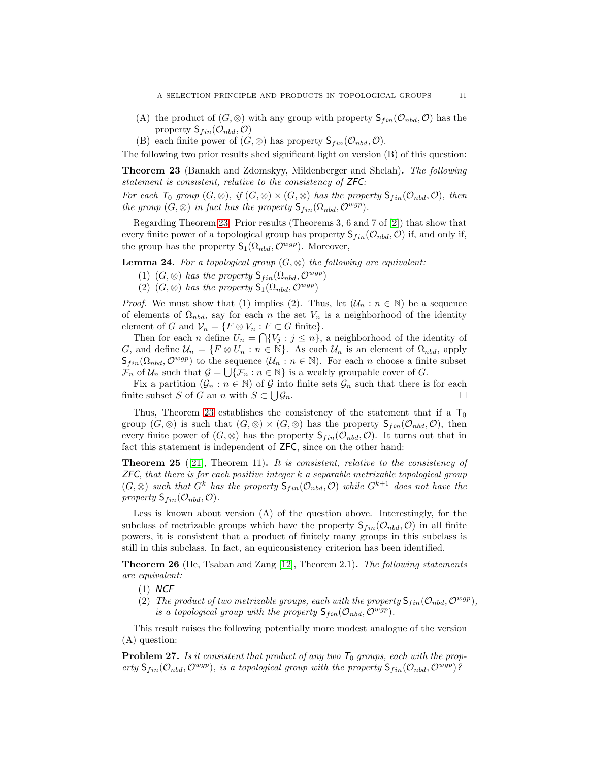(A) the product of $(G, \otimes)$ with any group with property $\mathsf{S}_{fin}(\mathcal{O}_{nbd}, \mathcal{O})$ has the property $\mathsf{S}_{fin}(\mathcal{O}_{nbd}, \mathcal{O})$

(B) each finite power of $(G, \otimes)$ has property $\mathsf{S}_{fin}(\mathcal{O}_{nbd}, \mathcal{O})$.

The following two prior results shed significant light on version (B) of this question:

**Theorem 23** (Banakh and Zdomskyy, Mildenberger and Shelah)**.** *The following statement is consistent, relative to the consistency of ZFC:*

*For each $\mathsf{T}_0$ group $(G, \otimes)$, if $(G, \otimes) \times (G, \otimes)$ has the property $\mathsf{S}_{fin}(\mathcal{O}_{nbd}, \mathcal{O})$, then the group $(G, \otimes)$ in fact has the property $\mathsf{S}_{fin}(\Omega_{nbd}, \mathcal{O}^{wgp})$.*

Regarding Theorem 23: Prior results (Theorems 3, 6 and 7 of [2]) that show that every finite power of a topological group has property $\mathsf{S}_{fin}(\mathcal{O}_{nbd}, \mathcal{O})$ if, and only if, the group has the property $\mathsf{S}_1(\Omega_{nbd}, \mathcal{O}^{wgp})$. Moreover,

**Lemma 24.** *For a topological group $(G, \otimes)$ the following are equivalent:*

1. *$(G, \otimes)$ has the property $\mathsf{S}_{fin}(\Omega_{nbd}, \mathcal{O}^{wgp})$*
2. *$(G, \otimes)$ has the property $\mathsf{S}_1(\Omega_{nbd}, \mathcal{O}^{wgp})$*

*Proof.* We must show that (1) implies (2). Thus, let $(\mathcal{U}_n : n \in \mathbb{N})$ be a sequence of elements of $\Omega_{nbd}$, say for each $n$ the set $V_n$ is a neighborhood of the identity element of $G$ and $\mathcal{V}_n = \{F \otimes V_n : F \subset G \text{ finite}\}$.

Then for each $n$ define $U_n = \bigcap\{V_j : j \leq n\}$, a neighborhood of the identity of $G$, and define $\mathcal{U}_n = \{F \otimes U_n : n \in \mathbb{N}\}$. As each $\mathcal{U}_n$ is an element of $\Omega_{nbd}$, apply $\mathsf{S}_{fin}(\Omega_{nbd}, \mathcal{O}^{wgp})$ to the sequence $(\mathcal{U}_n : n \in \mathbb{N})$. For each $n$ choose a finite subset $\mathcal{F}_n$ of $\mathcal{U}_n$ such that $\mathcal{G} = \bigcup\{\mathcal{F}_n : n \in \mathbb{N}\}$ is a weakly groupable cover of $G$.

Fix a partition $(\mathcal{G}_n : n \in \mathbb{N})$ of $\mathcal{G}$ into finite sets $\mathcal{G}_n$ such that there is for each finite subset $S$ of $G$ an $n$ with $S \subset \bigcup \mathcal{G}_n$. $\square$

Thus, Theorem 23 establishes the consistency of the statement that if a $\mathsf{T}_0$ group $(G, \otimes)$ is such that $(G, \otimes) \times (G, \otimes)$ has the property $\mathsf{S}_{fin}(\mathcal{O}_{nbd}, \mathcal{O})$, then every finite power of $(G, \otimes)$ has the property $\mathsf{S}_{fin}(\mathcal{O}_{nbd}, \mathcal{O})$. It turns out that in fact this statement is independent of ZFC, since on the other hand:

**Theorem 25** ([21], Theorem 11)**.** *It is consistent, relative to the consistency of ZFC, that there is for each positive integer $k$ a separable metrizable topological group $(G, \otimes)$ such that $G^k$ has the property $\mathsf{S}_{fin}(\mathcal{O}_{nbd}, \mathcal{O})$ while $G^{k+1}$ does not have the property $\mathsf{S}_{fin}(\mathcal{O}_{nbd}, \mathcal{O})$.*

Less is known about version (A) of the question above. Interestingly, for the subclass of metrizable groups which have the property $\mathsf{S}_{fin}(\mathcal{O}_{nbd}, \mathcal{O})$ in all finite powers, it is consistent that a product of finitely many groups in this subclass is still in this subclass. In fact, an equiconsistency criterion has been identified.

**Theorem 26** (He, Tsaban and Zang [12], Theorem 2.1)**.** *The following statements are equivalent:*

1. *NCF*
2. *The product of two metrizable groups, each with the property $\mathsf{S}_{fin}(\mathcal{O}_{nbd}, \mathcal{O}^{wgp})$, is a topological group with the property $\mathsf{S}_{fin}(\mathcal{O}_{nbd}, \mathcal{O}^{wgp})$.*

This result raises the following potentially more modest analogue of the version (A) question:

**Problem 27.** *Is it consistent that product of any two $\mathsf{T}_0$ groups, each with the property $\mathsf{S}_{fin}(\mathcal{O}_{nbd}, \mathcal{O}^{wgp})$, is a topological group with the property $\mathsf{S}_{fin}(\mathcal{O}_{nbd}, \mathcal{O}^{wgp})$?*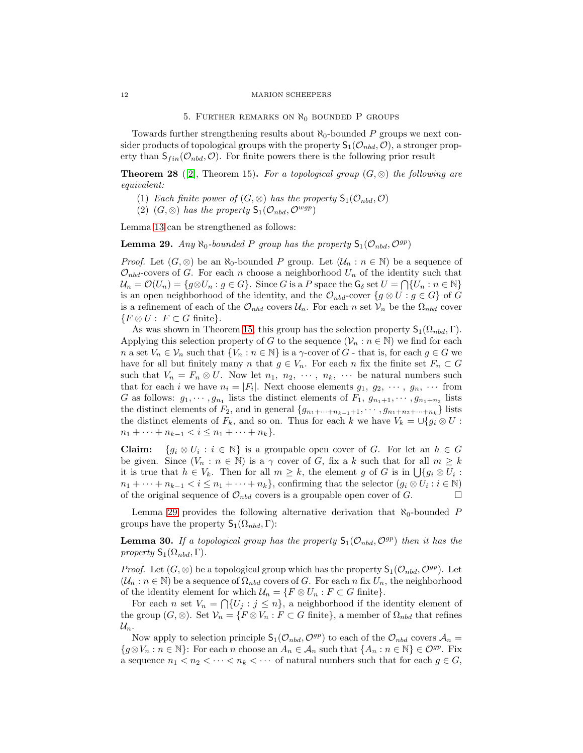## 5. Further remarks on $\aleph_0$ bounded P groups

Towards further strengthening results about $\aleph_0$-bounded $P$ groups we next consider products of topological groups with the property $\mathsf{S}_1(\mathcal{O}_{nbd}, \mathcal{O})$, a stronger property than $\mathsf{S}_{fin}(\mathcal{O}_{nbd}, \mathcal{O})$. For finite powers there is the following prior result

**Theorem 28** ([2], Theorem 15)**.** *For a topological group $(G, \otimes)$ the following are equivalent:*

1. *Each finite power of $(G, \otimes)$ has the property $\mathsf{S}_1(\mathcal{O}_{nbd}, \mathcal{O})$*
2. *$(G, \otimes)$ has the property $\mathsf{S}_1(\mathcal{O}_{nbd}, \mathcal{O}^{wgp})$*

Lemma 13 can be strengthened as follows:

**Lemma 29.** *Any $\aleph_0$-bounded $P$ group has the property $\mathsf{S}_1(\mathcal{O}_{nbd}, \mathcal{O}^{gp})$*

*Proof.* Let $(G, \otimes)$ be an $\aleph_0$-bounded $P$ group. Let $(\mathcal{U}_n : n \in \mathbb{N})$ be a sequence of $\mathcal{O}_{nbd}$-covers of $G$. For each $n$ choose a neighborhood $U_n$ of the identity such that $\mathcal{U}_n = \mathcal{O}(U_n) = \{g \otimes U_n : g \in G\}$. Since $G$ is a $P$ space the $\mathsf{G}_\delta$ set $U = \bigcap\{U_n : n \in \mathbb{N}\}$ is an open neighborhood of the identity, and the $\mathcal{O}_{nbd}$-cover $\{g \otimes U : g \in G\}$ of $G$ is a refinement of each of the $\mathcal{O}_{nbd}$ covers $\mathcal{U}_n$. For each $n$ set $\mathcal{V}_n$ be the $\Omega_{nbd}$ cover $\{F \otimes U : \ F \subset G \text{ finite}\}$.

As was shown in Theorem 15, this group has the selection property $\mathsf{S}_1(\Omega_{nbd}, \Gamma)$. Applying this selection property of $G$ to the sequence $(\mathcal{V}_n : n \in \mathbb{N})$ we find for each $n$ a set $V_n \in \mathcal{V}_n$ such that $\{V_n : n \in \mathbb{N}\}$ is a $\gamma$-cover of $G$ - that is, for each $g \in G$ we have for all but finitely many $n$ that $g \in V_n$. For each $n$ fix the finite set $F_n \subset G$ such that $V_n = F_n \otimes U$. Now let $n_1, \ n_2, \ \cdots, \ n_k, \ \cdots$ be natural numbers such that for each $i$ we have $n_i = |F_i|$. Next choose elements $g_1, \ g_2, \ \cdots, \ g_n, \ \cdots$ from $G$ as follows: $g_1, \cdots, g_{n_1}$ lists the distinct elements of $F_1$, $g_{n_1+1}, \cdots, g_{n_1+n_2}$ lists the distinct elements of $F_2$, and in general $\{g_{n_1+\cdots+n_{k-1}+1}, \cdots, g_{n_1+n_2+\cdots+n_k}\}$ lists the distinct elements of $F_k$, and so on. Thus for each $k$ we have $V_k = \cup\{g_i \otimes U : n_1 + \cdots + n_{k-1} < i \leq n_1 + \cdots + n_k\}$.

**Claim:** $\{g_i \otimes U_i : i \in \mathbb{N}\}$ is a groupable open cover of $G$. For let an $h \in G$ be given. Since $(V_n : n \in \mathbb{N})$ is a $\gamma$ cover of $G$, fix a $k$ such that for all $m \geq k$ it is true that $h \in V_k$. Then for all $m \geq k$, the element $g$ of $G$ is in $\bigcup\{g_i \otimes U_i : n_1 + \cdots + n_{k-1} < i \leq n_1 + \cdots + n_k\}$, confirming that the selector $(g_i \otimes U_i : i \in \mathbb{N})$ of the original sequence of $\mathcal{O}_{nbd}$ covers is a groupable open cover of $G$. $\square$

Lemma 29 provides the following alternative derivation that $\aleph_0$-bounded $P$ groups have the property $\mathsf{S}_1(\Omega_{nbd}, \Gamma)$:

**Lemma 30.** *If a topological group has the property $\mathsf{S}_1(\mathcal{O}_{nbd}, \mathcal{O}^{gp})$ then it has the property $\mathsf{S}_1(\Omega_{nbd}, \Gamma)$.*

*Proof.* Let $(G, \otimes)$ be a topological group which has the property $\mathsf{S}_1(\mathcal{O}_{nbd}, \mathcal{O}^{gp})$. Let $(\mathcal{U}_n : n \in \mathbb{N})$ be a sequence of $\Omega_{nbd}$ covers of $G$. For each $n$ fix $U_n$, the neighborhood of the identity element for which $\mathcal{U}_n = \{F \otimes U_n : F \subset G \text{ finite}\}$.

For each $n$ set $V_n = \bigcap\{U_j : j \leq n\}$, a neighborhood if the identity element of the group $(G, \otimes)$. Set $\mathcal{V}_n = \{F \otimes V_n : F \subset G \text{ finite}\}$, a member of $\Omega_{nbd}$ that refines $\mathcal{U}_n$.

Now apply to selection principle $\mathsf{S}_1(\mathcal{O}_{nbd}, \mathcal{O}^{gp})$ to each of the $\mathcal{O}_{nbd}$ covers $\mathcal{A}_n = \{g \otimes V_n : n \in \mathbb{N}\}$: For each $n$ choose an $A_n \in \mathcal{A}_n$ such that $\{A_n : n \in \mathbb{N}\} \in \mathcal{O}^{gp}$. Fix a sequence $n_1 < n_2 < \cdots < n_k < \cdots$ of natural numbers such that for each $g \in G$,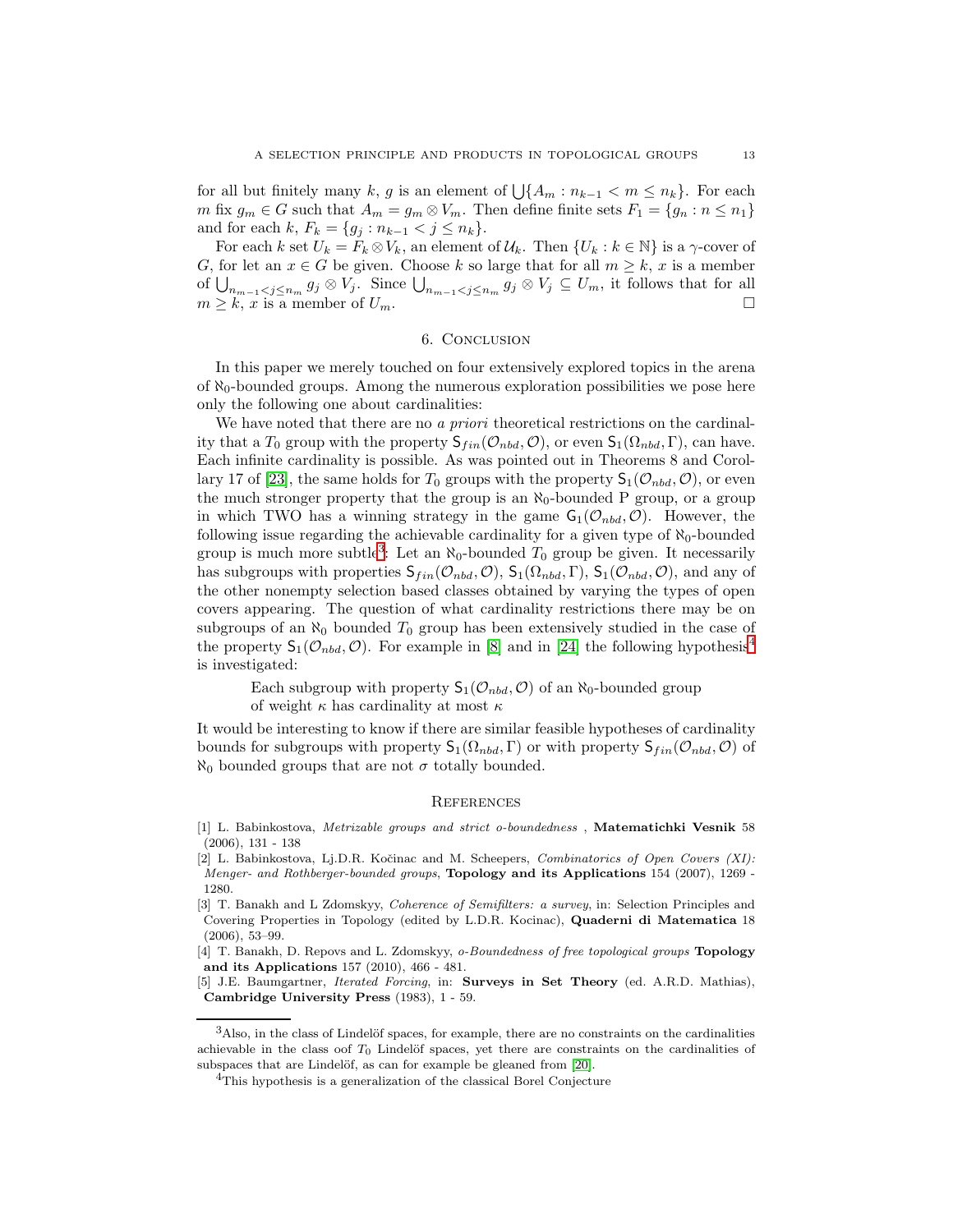for all but finitely many $k$, $g$ is an element of $\bigcup\{A_m : n_{k-1} < m \leq n_k\}$. For each $m$ fix $g_m \in G$ such that $A_m = g_m \otimes V_m$. Then define finite sets $F_1 = \{g_n : n \leq n_1\}$ and for each $k$, $F_k = \{g_j : n_{k-1} < j \leq n_k\}$.

For each $k$ set $U_k = F_k \otimes V_k$, an element of $\mathcal{U}_k$. Then $\{U_k : k \in \mathbb{N}\}$ is a $\gamma$-cover of $G$, for let an $x \in G$ be given. Choose $k$ so large that for all $m \geq k$, $x$ is a member of $\bigcup_{n_{m-1} < j \leq n_m} g_j \otimes V_j$. Since $\bigcup_{n_{m-1} < j \leq n_m} g_j \otimes V_j \subseteq U_m$, it follows that for all $m \geq k$, $x$ is a member of $U_m$. □

## 6. Conclusion

In this paper we merely touched on four extensively explored topics in the arena of $\aleph_0$-bounded groups. Among the numerous exploration possibilities we pose here only the following one about cardinalities:

We have noted that there are no *a priori* theoretical restrictions on the cardinality that a $T_0$ group with the property $\mathsf{S}_{fin}(\mathcal{O}_{nbd}, \mathcal{O})$, or even $\mathsf{S}_1(\Omega_{nbd}, \Gamma)$, can have. Each infinite cardinality is possible. As was pointed out in Theorems 8 and Corollary 17 of [23], the same holds for $T_0$ groups with the property $\mathsf{S}_1(\mathcal{O}_{nbd}, \mathcal{O})$, or even the much stronger property that the group is an $\aleph_0$-bounded P group, or a group in which TWO has a winning strategy in the game $\mathsf{G}_1(\mathcal{O}_{nbd}, \mathcal{O})$. However, the following issue regarding the achievable cardinality for a given type of $\aleph_0$-bounded group is much more subtle[3]: Let an $\aleph_0$-bounded $T_0$ group be given. It necessarily has subgroups with properties $\mathsf{S}_{fin}(\mathcal{O}_{nbd}, \mathcal{O})$, $\mathsf{S}_1(\Omega_{nbd}, \Gamma)$, $\mathsf{S}_1(\mathcal{O}_{nbd}, \mathcal{O})$, and any of the other nonempty selection based classes obtained by varying the types of open covers appearing. The question of what cardinality restrictions there may be on subgroups of an $\aleph_0$ bounded $T_0$ group has been extensively studied in the case of the property $\mathsf{S}_1(\mathcal{O}_{nbd}, \mathcal{O})$. For example in [8] and in [24] the following hypothesis[4] is investigated:

> Each subgroup with property $\mathsf{S}_1(\mathcal{O}_{nbd}, \mathcal{O})$ of an $\aleph_0$-bounded group of weight $\kappa$ has cardinality at most $\kappa$

It would be interesting to know if there are similar feasible hypotheses of cardinality bounds for subgroups with property $\mathsf{S}_1(\Omega_{nbd}, \Gamma)$ or with property $\mathsf{S}_{fin}(\mathcal{O}_{nbd}, \mathcal{O})$ of $\aleph_0$ bounded groups that are not $\sigma$ totally bounded.

## References

[1] L. Babinkostova, *Metrizable groups and strict o-boundedness* , **Matematichki Vesnik** 58 (2006), 131 - 138

[2] L. Babinkostova, Lj.D.R. Kočinac and M. Scheepers, *Combinatorics of Open Covers (XI): Menger- and Rothberger-bounded groups*, **Topology and its Applications** 154 (2007), 1269 - 1280.

[3] T. Banakh and L Zdomskyy, *Coherence of Semifilters: a survey*, in: Selection Principles and Covering Properties in Topology (edited by L.D.R. Kocinac), **Quaderni di Matematica** 18 (2006), 53–99.

[4] T. Banakh, D. Repovs and L. Zdomskyy, *o-Boundedness of free topological groups* **Topology and its Applications** 157 (2010), 466 - 481.

[5] J.E. Baumgartner, *Iterated Forcing*, in: **Surveys in Set Theory** (ed. A.R.D. Mathias), **Cambridge University Press** (1983), 1 - 59.

---

[3] Also, in the class of Lindelöf spaces, for example, there are no constraints on the cardinalities achievable in the class oof $T_0$ Lindelöf spaces, yet there are constraints on the cardinalities of subspaces that are Lindelöf, as can for example be gleaned from [20].

[4] This hypothesis is a generalization of the classical Borel Conjecture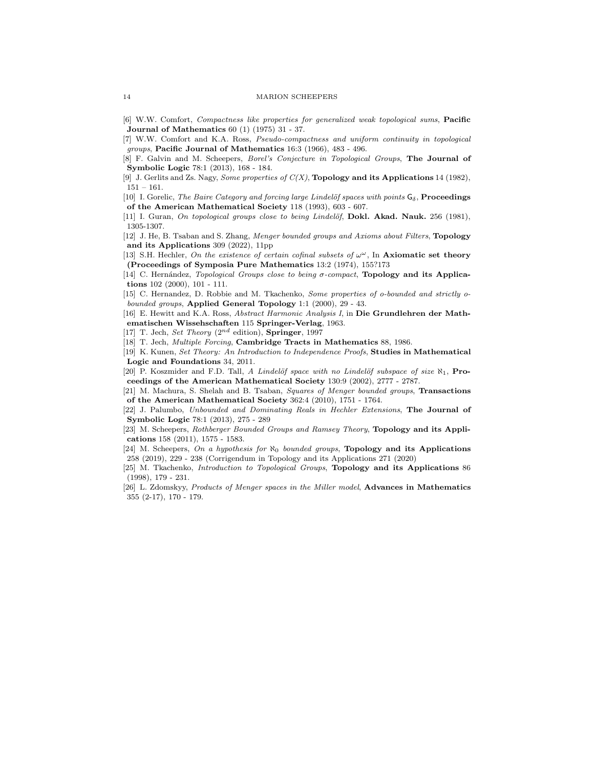[6] W.W. Comfort, *Compactness like properties for generalized weak topological sums*, **Pacific Journal of Mathematics** 60 (1) (1975) 31 - 37.

[7] W.W. Comfort and K.A. Ross, *Pseudo-compactness and uniform continuity in topological groups*, **Pacific Journal of Mathematics** 16:3 (1966), 483 - 496.

[8] F. Galvin and M. Scheepers, *Borel's Conjecture in Topological Groups*, **The Journal of Symbolic Logic** 78:1 (2013), 168 - 184.

[9] J. Gerlits and Zs. Nagy, *Some properties of C(X)*, **Topology and its Applications** 14 (1982), 151 – 161.

[10] I. Gorelic, *The Baire Category and forcing large Lindelöf spaces with points $\mathsf{G}_\delta$*, **Proceedings of the American Mathematical Society** 118 (1993), 603 - 607.

[11] I. Guran, *On topological groups close to being Lindelöf*, **Dokl. Akad. Nauk.** 256 (1981), 1305-1307.

[12] J. He, B. Tsaban and S. Zhang, *Menger bounded groups and Axioms about Filters*, **Topology and its Applications** 309 (2022), 11pp

[13] S.H. Hechler, *On the existence of certain cofinal subsets of $\omega^\omega$*, In **Axiomatic set theory (Proceedings of Symposia Pure Mathematics** 13:2 (1974), 155?173

[14] C. Hernández, *Topological Groups close to being $\sigma$-compact*, **Topology and its Applications** 102 (2000), 101 - 111.

[15] C. Hernandez, D. Robbie and M. Tkachenko, *Some properties of o-bounded and strictly o-bounded groups*, **Applied General Topology** 1:1 (2000), 29 - 43.

[16] E. Hewitt and K.A. Ross, *Abstract Harmonic Analysis I*, in **Die Grundlehren der Mathematischen Wissehschaften** 115 **Springer-Verlag**, 1963.

[17] T. Jech, *Set Theory* ($2^{nd}$ edition), **Springer**, 1997

[18] T. Jech, *Multiple Forcing*, **Cambridge Tracts in Mathematics** 88, 1986.

[19] K. Kunen, *Set Theory: An Introduction to Independence Proofs*, **Studies in Mathematical Logic and Foundations** 34, 2011.

[20] P. Koszmider and F.D. Tall, *A Lindelöf space with no Lindelöf subspace of size $\aleph_1$*, **Proceedings of the American Mathematical Society** 130:9 (2002), 2777 - 2787.

[21] M. Machura, S. Shelah and B. Tsaban, *Squares of Menger bounded groups*, **Transactions of the American Mathematical Society** 362:4 (2010), 1751 - 1764.

[22] J. Palumbo, *Unbounded and Dominating Reals in Hechler Extensions*, **The Journal of Symbolic Logic** 78:1 (2013), 275 - 289

[23] M. Scheepers, *Rothberger Bounded Groups and Ramsey Theory*, **Topology and its Applications** 158 (2011), 1575 - 1583.

[24] M. Scheepers, *On a hypothesis for $\aleph_0$ bounded groups*, **Topology and its Applications** 258 (2019), 229 - 238 (Corrigendum in Topology and its Applications 271 (2020)

[25] M. Tkachenko, *Introduction to Topological Groups*, **Topology and its Applications** 86 (1998), 179 - 231.

[26] L. Zdomskyy, *Products of Menger spaces in the Miller model*, **Advances in Mathematics** 355 (2-17), 170 - 179.